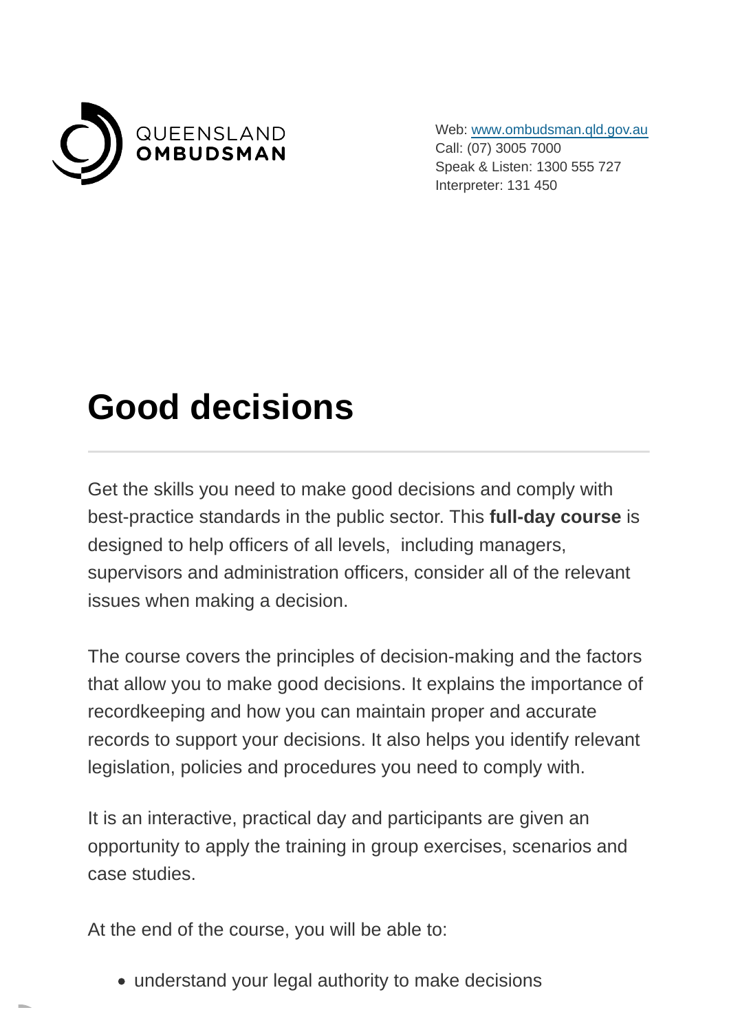QUEENSLAND OMBUDSMAN

Web: [www.ombudsman.qld.gov.au](http://www.ombudsman.qld.gov.au)
Call: (07) 3005 7000
Speak & Listen: 1300 555 727
Interpreter: 131 450

# Good decisions

Get the skills you need to make good decisions and comply with best-practice standards in the public sector. This **full-day course** is designed to help officers of all levels, including managers, supervisors and administration officers, consider all of the relevant issues when making a decision.

The course covers the principles of decision-making and the factors that allow you to make good decisions. It explains the importance of recordkeeping and how you can maintain proper and accurate records to support your decisions. It also helps you identify relevant legislation, policies and procedures you need to comply with.

It is an interactive, practical day and participants are given an opportunity to apply the training in group exercises, scenarios and case studies.

At the end of the course, you will be able to:

- understand your legal authority to make decisions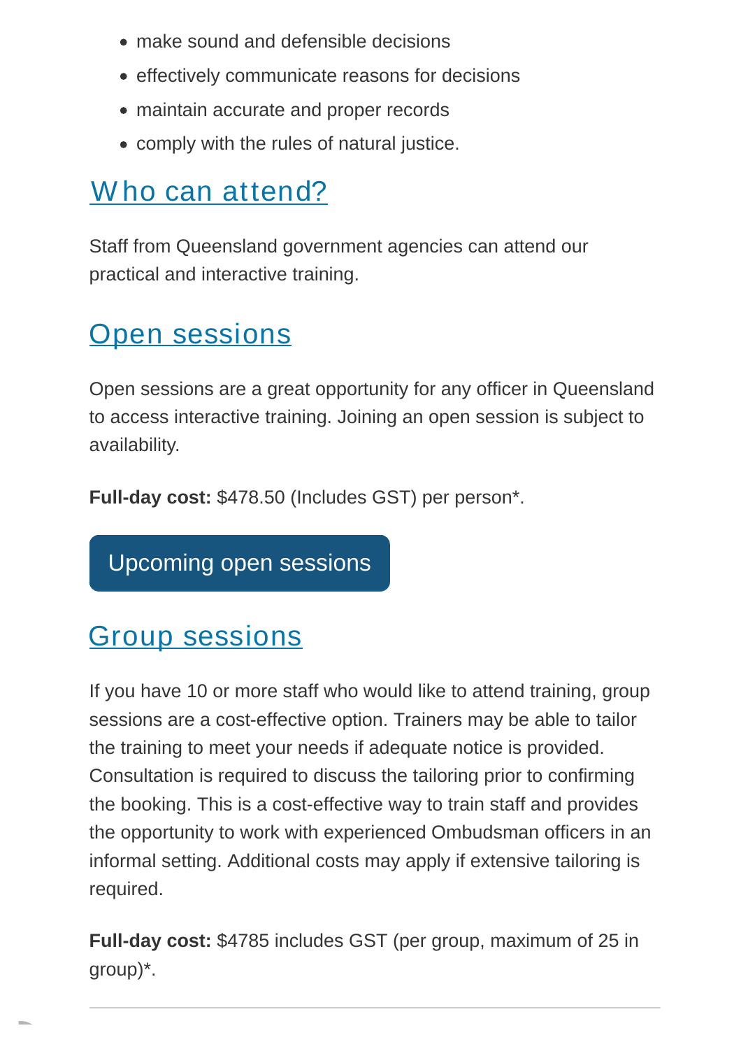- make sound and defensible decisions
- effectively communicate reasons for decisions
- maintain accurate and proper records
- comply with the rules of natural justice.

## Who can attend?

Staff from Queensland government agencies can attend our practical and interactive training.

## Open sessions

Open sessions are a great opportunity for any officer in Queensland to access interactive training. Joining an open session is subject to availability.

**Full-day cost:** $478.50 (Includes GST) per person*.

Upcoming open sessions

## Group sessions

If you have 10 or more staff who would like to attend training, group sessions are a cost-effective option. Trainers may be able to tailor the training to meet your needs if adequate notice is provided. Consultation is required to discuss the tailoring prior to confirming the booking. This is a cost-effective way to train staff and provides the opportunity to work with experienced Ombudsman officers in an informal setting. Additional costs may apply if extensive tailoring is required.

**Full-day cost:** $4785 includes GST (per group, maximum of 25 in group)*.

---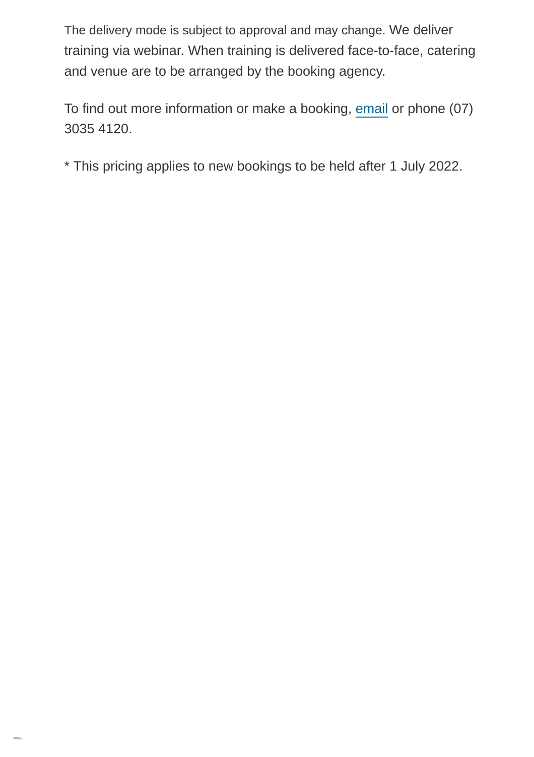The delivery mode is subject to approval and may change. We deliver training via webinar. When training is delivered face-to-face, catering and venue are to be arranged by the booking agency.

To find out more information or make a booking, email or phone (07) 3035 4120.

* This pricing applies to new bookings to be held after 1 July 2022.